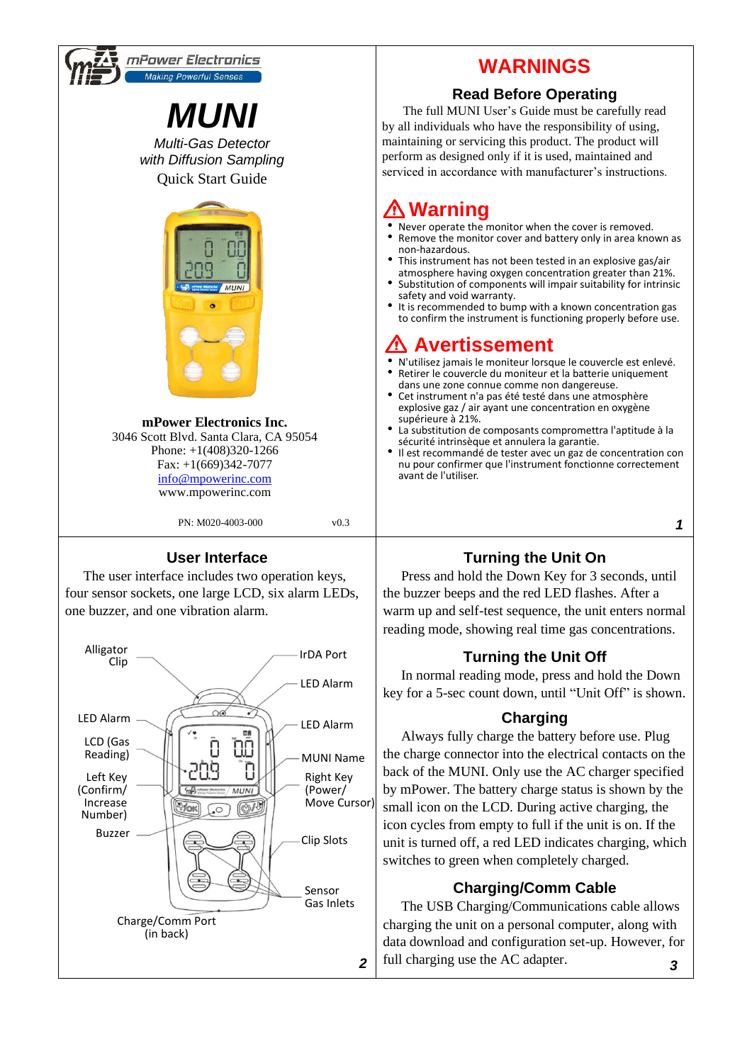mPower Electronics

Making Powerful Senses

# MUNI

*Multi-Gas Detector*
*with Diffusion Sampling*

Quick Start Guide

**mPower Electronics Inc.**
3046 Scott Blvd. Santa Clara, CA 95054
Phone: +1(408)320-1266
Fax: +1(669)342-7077
info@mpowerinc.com
www.mpowerinc.com

PN: M020-4003-000 v0.3

# WARNINGS

## Read Before Operating

The full MUNI User's Guide must be carefully read by all individuals who have the responsibility of using, maintaining or servicing this product. The product will perform as designed only if it is used, maintained and serviced in accordance with manufacturer's instructions.

## ⚠ Warning

- Never operate the monitor when the cover is removed.
- Remove the monitor cover and battery only in area known as non-hazardous.
- This instrument has not been tested in an explosive gas/air atmosphere having oxygen concentration greater than 21%.
- Substitution of components will impair suitability for intrinsic safety and void warranty.
- It is recommended to bump with a known concentration gas to confirm the instrument is functioning properly before use.

## ⚠ Avertissement

- N'utilisez jamais le moniteur lorsque le couvercle est enlevé.
- Retirer le couvercle du moniteur et la batterie uniquement dans une zone connue comme non dangereuse.
- Cet instrument n'a pas été testé dans une atmosphère explosive gaz / air ayant une concentration en oxygène supérieure à 21%.
- La substitution de composants compromettra l'aptitude à la sécurité intrinsèque et annulera la garantie.
- Il est recommandé de tester avec un gaz de concentration con nu pour confirmer que l'instrument fonctionne correctement avant de l'utiliser.

## User Interface

The user interface includes two operation keys, four sensor sockets, one large LCD, six alarm LEDs, one buzzer, and one vibration alarm.

Alligator Clip
IrDA Port
LED Alarm
LED Alarm
LED Alarm
LCD (Gas Reading)
MUNI Name
Left Key (Confirm/ Increase Number)
Right Key (Power/ Move Cursor)
Buzzer
Clip Slots
Sensor Gas Inlets
Charge/Comm Port (in back)

## Turning the Unit On

Press and hold the Down Key for 3 seconds, until the buzzer beeps and the red LED flashes. After a warm up and self-test sequence, the unit enters normal reading mode, showing real time gas concentrations.

## Turning the Unit Off

In normal reading mode, press and hold the Down key for a 5-sec count down, until "Unit Off" is shown.

## Charging

Always fully charge the battery before use. Plug the charge connector into the electrical contacts on the back of the MUNI. Only use the AC charger specified by mPower. The battery charge status is shown by the small icon on the LCD. During active charging, the icon cycles from empty to full if the unit is on. If the unit is turned off, a red LED indicates charging, which switches to green when completely charged.

## Charging/Comm Cable

The USB Charging/Communications cable allows charging the unit on a personal computer, along with data download and configuration set-up. However, for full charging use the AC adapter.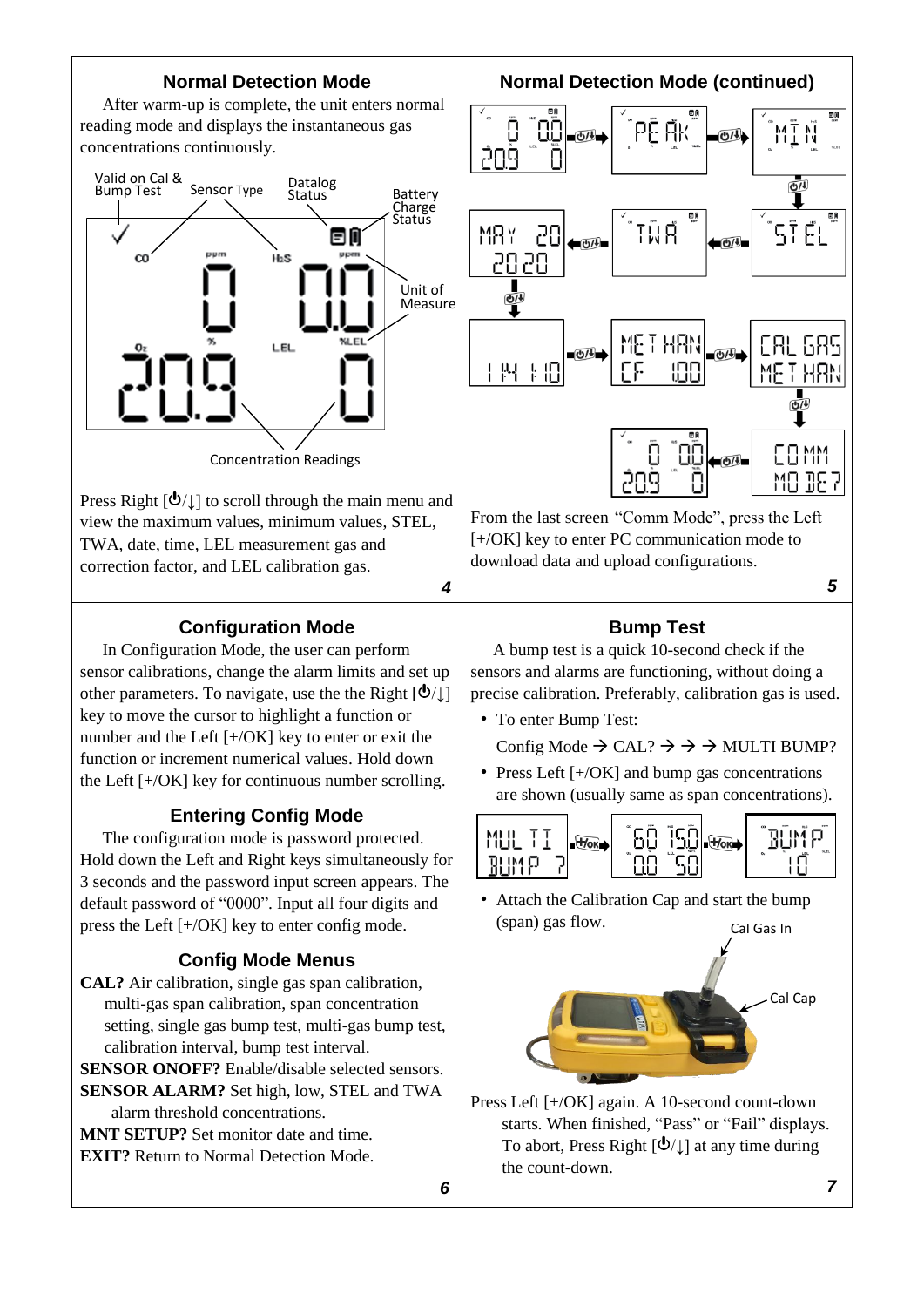## Normal Detection Mode

After warm-up is complete, the unit enters normal reading mode and displays the instantaneous gas concentrations continuously.

Valid on Cal & Bump Test | Sensor Type | Datalog Status | Battery Charge Status | Unit of Measure | Concentration Readings

Press Right [⏻/↓] to scroll through the main menu and view the maximum values, minimum values, STEL, TWA, date, time, LEL measurement gas and correction factor, and LEL calibration gas.

## Normal Detection Mode (continued)

From the last screen "Comm Mode", press the Left [+/OK] key to enter PC communication mode to download data and upload configurations.

## Configuration Mode

In Configuration Mode, the user can perform sensor calibrations, change the alarm limits and set up other parameters. To navigate, use the the Right [⏻/↓] key to move the cursor to highlight a function or number and the Left [+/OK] key to enter or exit the function or increment numerical values. Hold down the Left [+/OK] key for continuous number scrolling.

## Entering Config Mode

The configuration mode is password protected. Hold down the Left and Right keys simultaneously for 3 seconds and the password input screen appears. The default password of "0000". Input all four digits and press the Left [+/OK] key to enter config mode.

## Config Mode Menus

**CAL?** Air calibration, single gas span calibration, multi-gas span calibration, span concentration setting, single gas bump test, multi-gas bump test, calibration interval, bump test interval.

**SENSOR ONOFF?** Enable/disable selected sensors.

**SENSOR ALARM?** Set high, low, STEL and TWA alarm threshold concentrations.

**MNT SETUP?** Set monitor date and time.

**EXIT?** Return to Normal Detection Mode.

## Bump Test

A bump test is a quick 10-second check if the sensors and alarms are functioning, without doing a precise calibration. Preferably, calibration gas is used.

- To enter Bump Test:

  Config Mode → CAL? → → → MULTI BUMP?

- Press Left [+/OK] and bump gas concentrations are shown (usually same as span concentrations).

- Attach the Calibration Cap and start the bump (span) gas flow.

Cal Gas In | Cal Cap

Press Left [+/OK] again. A 10-second count-down starts. When finished, "Pass" or "Fail" displays. To abort, Press Right [⏻/↓] at any time during the count-down.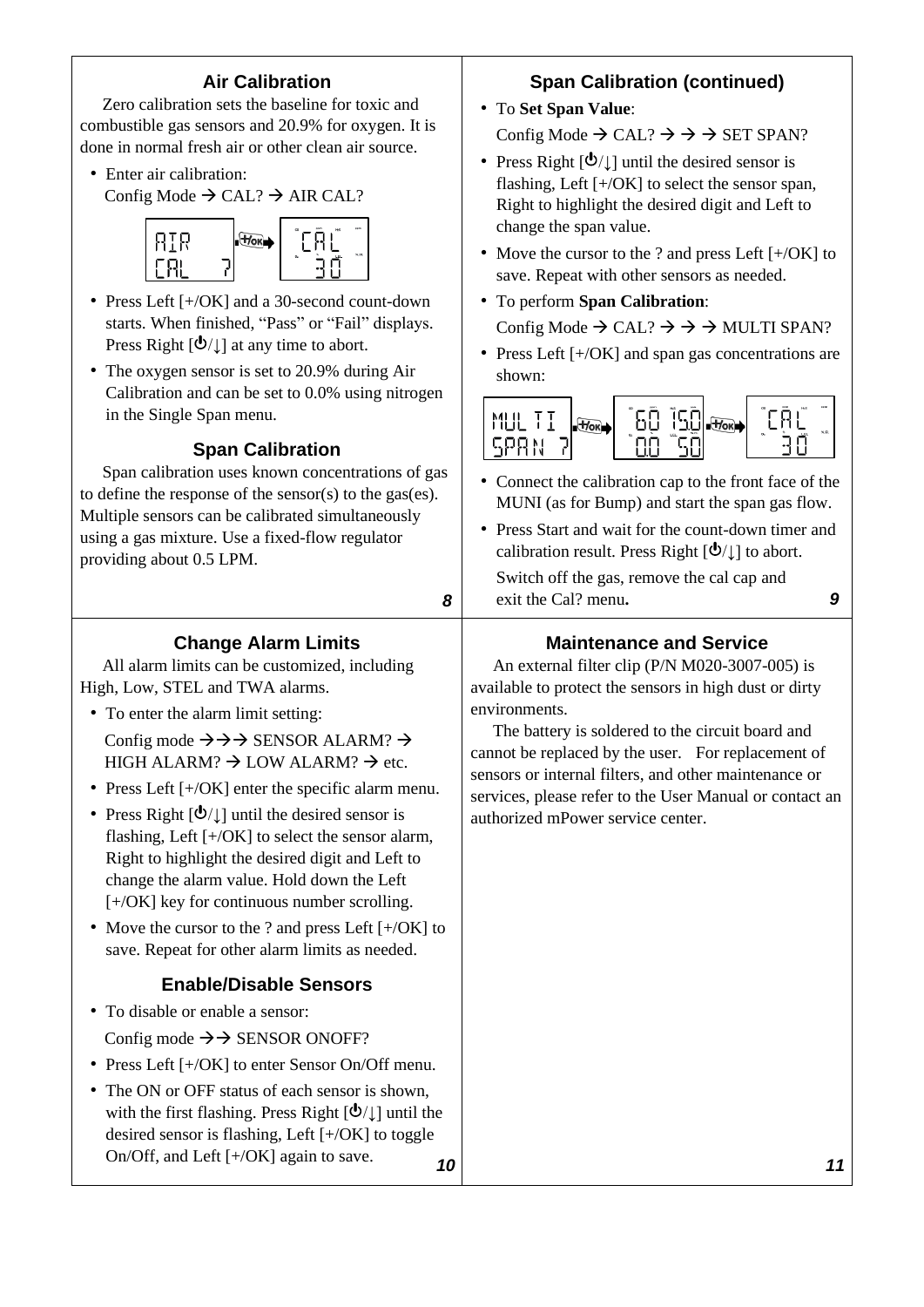## Air Calibration

Zero calibration sets the baseline for toxic and combustible gas sensors and 20.9% for oxygen. It is done in normal fresh air or other clean air source.

- Enter air calibration:
  Config Mode → CAL? → AIR CAL?

AIR CAL ? → CAL 30

- Press Left [+/OK] and a 30-second count-down starts. When finished, "Pass" or "Fail" displays. Press Right [⏻/↓] at any time to abort.
- The oxygen sensor is set to 20.9% during Air Calibration and can be set to 0.0% using nitrogen in the Single Span menu.

## Span Calibration

Span calibration uses known concentrations of gas to define the response of the sensor(s) to the gas(es). Multiple sensors can be calibrated simultaneously using a gas mixture. Use a fixed-flow regulator providing about 0.5 LPM.

## Span Calibration (continued)

- To **Set Span Value**:
  Config Mode → CAL? → → → SET SPAN?
- Press Right [⏻/↓] until the desired sensor is flashing, Left [+/OK] to select the sensor span, Right to highlight the desired digit and Left to change the span value.
- Move the cursor to the ? and press Left [+/OK] to save. Repeat with other sensors as needed.
- To perform **Span Calibration**:
  Config Mode → CAL? → → → MULTI SPAN?
- Press Left [+/OK] and span gas concentrations are shown:

MULTI SPAN ? → 60 150 0.0 50 → CAL 30

- Connect the calibration cap to the front face of the MUNI (as for Bump) and start the span gas flow.
- Press Start and wait for the count-down timer and calibration result. Press Right [⏻/↓] to abort.
  Switch off the gas, remove the cal cap and exit the Cal? menu**.**

## Change Alarm Limits

All alarm limits can be customized, including High, Low, STEL and TWA alarms.

- To enter the alarm limit setting:
  Config mode →→→ SENSOR ALARM? → HIGH ALARM? → LOW ALARM? → etc.
- Press Left [+/OK] enter the specific alarm menu.
- Press Right [⏻/↓] until the desired sensor is flashing, Left [+/OK] to select the sensor alarm, Right to highlight the desired digit and Left to change the alarm value. Hold down the Left [+/OK] key for continuous number scrolling.
- Move the cursor to the ? and press Left [+/OK] to save. Repeat for other alarm limits as needed.

## Enable/Disable Sensors

- To disable or enable a sensor:
  Config mode →→ SENSOR ONOFF?
- Press Left [+/OK] to enter Sensor On/Off menu.
- The ON or OFF status of each sensor is shown, with the first flashing. Press Right [⏻/↓] until the desired sensor is flashing, Left [+/OK] to toggle On/Off, and Left [+/OK] again to save.

## Maintenance and Service

An external filter clip (P/N M020-3007-005) is available to protect the sensors in high dust or dirty environments.

The battery is soldered to the circuit board and cannot be replaced by the user. For replacement of sensors or internal filters, and other maintenance or services, please refer to the User Manual or contact an authorized mPower service center.